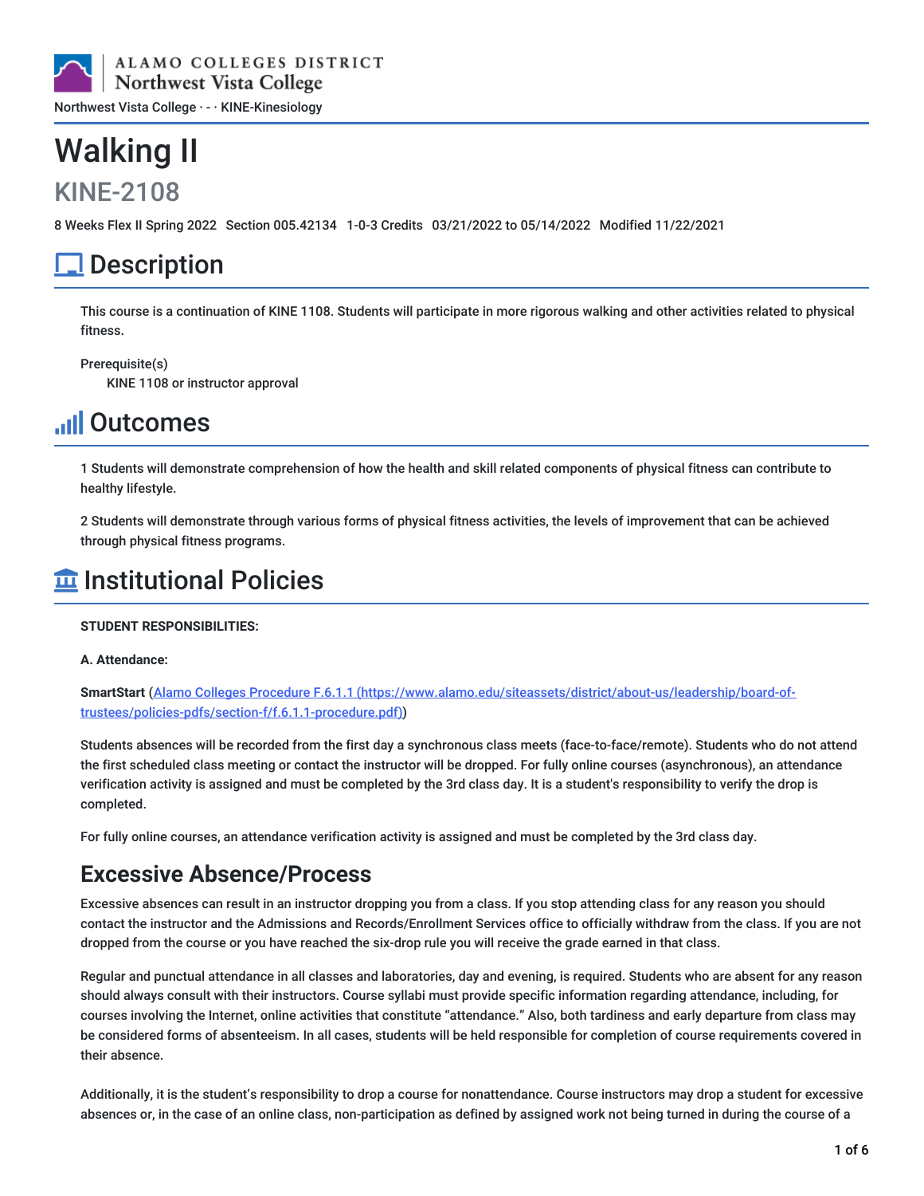ALAMO COLLEGES DISTRICT
Northwest Vista College

Northwest Vista College · - · KINE-Kinesiology

# Walking II

## KINE-2108

8 Weeks Flex II Spring 2022 Section 005.42134 1-0-3 Credits 03/21/2022 to 05/14/2022 Modified 11/22/2021

# Description

This course is a continuation of KINE 1108. Students will participate in more rigorous walking and other activities related to physical fitness.

Prerequisite(s)

KINE 1108 or instructor approval

# Outcomes

1 Students will demonstrate comprehension of how the health and skill related components of physical fitness can contribute to healthy lifestyle.

2 Students will demonstrate through various forms of physical fitness activities, the levels of improvement that can be achieved through physical fitness programs.

# Institutional Policies

**STUDENT RESPONSIBILITIES:**

**A. Attendance:**

**SmartStart** ([Alamo Colleges Procedure F.6.1.1 (https://www.alamo.edu/siteassets/district/about-us/leadership/board-of-trustees/policies-pdfs/section-f/f.6.1.1-procedure.pdf)](https://www.alamo.edu/siteassets/district/about-us/leadership/board-of-trustees/policies-pdfs/section-f/f.6.1.1-procedure.pdf))

Students absences will be recorded from the first day a synchronous class meets (face-to-face/remote). Students who do not attend the first scheduled class meeting or contact the instructor will be dropped. For fully online courses (asynchronous), an attendance verification activity is assigned and must be completed by the 3rd class day. It is a student's responsibility to verify the drop is completed.

For fully online courses, an attendance verification activity is assigned and must be completed by the 3rd class day.

## Excessive Absence/Process

Excessive absences can result in an instructor dropping you from a class. If you stop attending class for any reason you should contact the instructor and the Admissions and Records/Enrollment Services office to officially withdraw from the class. If you are not dropped from the course or you have reached the six-drop rule you will receive the grade earned in that class.

Regular and punctual attendance in all classes and laboratories, day and evening, is required. Students who are absent for any reason should always consult with their instructors. Course syllabi must provide specific information regarding attendance, including, for courses involving the Internet, online activities that constitute "attendance." Also, both tardiness and early departure from class may be considered forms of absenteeism. In all cases, students will be held responsible for completion of course requirements covered in their absence.

Additionally, it is the student's responsibility to drop a course for nonattendance. Course instructors may drop a student for excessive absences or, in the case of an online class, non-participation as defined by assigned work not being turned in during the course of a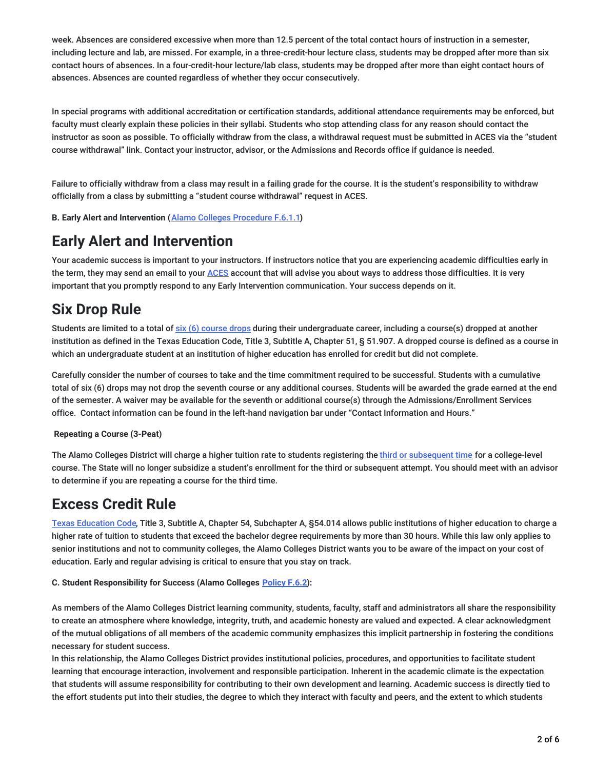week. Absences are considered excessive when more than 12.5 percent of the total contact hours of instruction in a semester, including lecture and lab, are missed. For example, in a three-credit-hour lecture class, students may be dropped after more than six contact hours of absences. In a four-credit-hour lecture/lab class, students may be dropped after more than eight contact hours of absences. Absences are counted regardless of whether they occur consecutively.

In special programs with additional accreditation or certification standards, additional attendance requirements may be enforced, but faculty must clearly explain these policies in their syllabi. Students who stop attending class for any reason should contact the instructor as soon as possible. To officially withdraw from the class, a withdrawal request must be submitted in ACES via the "student course withdrawal" link. Contact your instructor, advisor, or the Admissions and Records office if guidance is needed.

Failure to officially withdraw from a class may result in a failing grade for the course. It is the student's responsibility to withdraw officially from a class by submitting a "student course withdrawal" request in ACES.

**B. Early Alert and Intervention (Alamo Colleges Procedure F.6.1.1)**

# Early Alert and Intervention

Your academic success is important to your instructors. If instructors notice that you are experiencing academic difficulties early in the term, they may send an email to your ACES account that will advise you about ways to address those difficulties. It is very important that you promptly respond to any Early Intervention communication. Your success depends on it.

# Six Drop Rule

Students are limited to a total of six (6) course drops during their undergraduate career, including a course(s) dropped at another institution as defined in the Texas Education Code, Title 3, Subtitle A, Chapter 51, § 51.907. A dropped course is defined as a course in which an undergraduate student at an institution of higher education has enrolled for credit but did not complete.

Carefully consider the number of courses to take and the time commitment required to be successful. Students with a cumulative total of six (6) drops may not drop the seventh course or any additional courses. Students will be awarded the grade earned at the end of the semester. A waiver may be available for the seventh or additional course(s) through the Admissions/Enrollment Services office. Contact information can be found in the left-hand navigation bar under "Contact Information and Hours."

**Repeating a Course (3-Peat)**

The Alamo Colleges District will charge a higher tuition rate to students registering the third or subsequent time for a college-level course. The State will no longer subsidize a student's enrollment for the third or subsequent attempt. You should meet with an advisor to determine if you are repeating a course for the third time.

# Excess Credit Rule

Texas Education Code, Title 3, Subtitle A, Chapter 54, Subchapter A, §54.014 allows public institutions of higher education to charge a higher rate of tuition to students that exceed the bachelor degree requirements by more than 30 hours. While this law only applies to senior institutions and not to community colleges, the Alamo Colleges District wants you to be aware of the impact on your cost of education. Early and regular advising is critical to ensure that you stay on track.

**C. Student Responsibility for Success (Alamo Colleges Policy F.6.2):**

As members of the Alamo Colleges District learning community, students, faculty, staff and administrators all share the responsibility to create an atmosphere where knowledge, integrity, truth, and academic honesty are valued and expected. A clear acknowledgment of the mutual obligations of all members of the academic community emphasizes this implicit partnership in fostering the conditions necessary for student success.

In this relationship, the Alamo Colleges District provides institutional policies, procedures, and opportunities to facilitate student learning that encourage interaction, involvement and responsible participation. Inherent in the academic climate is the expectation that students will assume responsibility for contributing to their own development and learning. Academic success is directly tied to the effort students put into their studies, the degree to which they interact with faculty and peers, and the extent to which students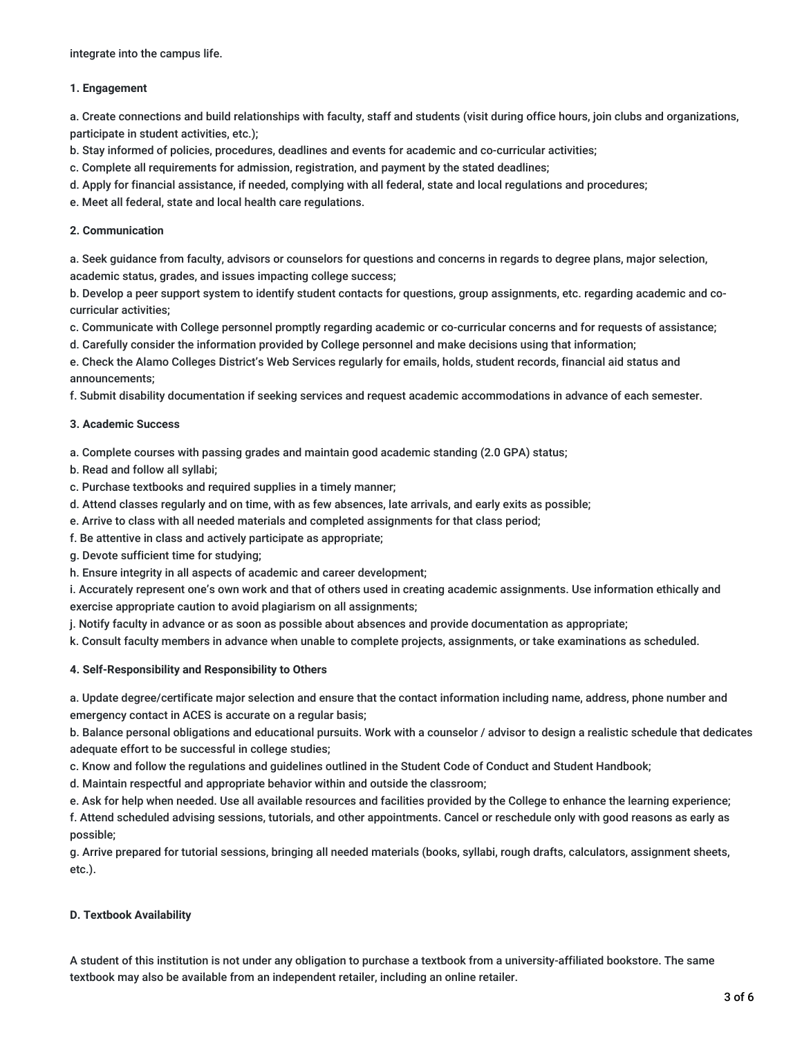integrate into the campus life.

**1. Engagement**

a. Create connections and build relationships with faculty, staff and students (visit during office hours, join clubs and organizations, participate in student activities, etc.);
b. Stay informed of policies, procedures, deadlines and events for academic and co-curricular activities;
c. Complete all requirements for admission, registration, and payment by the stated deadlines;
d. Apply for financial assistance, if needed, complying with all federal, state and local regulations and procedures;
e. Meet all federal, state and local health care regulations.

**2. Communication**

a. Seek guidance from faculty, advisors or counselors for questions and concerns in regards to degree plans, major selection, academic status, grades, and issues impacting college success;
b. Develop a peer support system to identify student contacts for questions, group assignments, etc. regarding academic and co-curricular activities;
c. Communicate with College personnel promptly regarding academic or co-curricular concerns and for requests of assistance;
d. Carefully consider the information provided by College personnel and make decisions using that information;
e. Check the Alamo Colleges District's Web Services regularly for emails, holds, student records, financial aid status and announcements;
f. Submit disability documentation if seeking services and request academic accommodations in advance of each semester.

**3. Academic Success**

a. Complete courses with passing grades and maintain good academic standing (2.0 GPA) status;
b. Read and follow all syllabi;
c. Purchase textbooks and required supplies in a timely manner;
d. Attend classes regularly and on time, with as few absences, late arrivals, and early exits as possible;
e. Arrive to class with all needed materials and completed assignments for that class period;
f. Be attentive in class and actively participate as appropriate;
g. Devote sufficient time for studying;
h. Ensure integrity in all aspects of academic and career development;
i. Accurately represent one's own work and that of others used in creating academic assignments. Use information ethically and exercise appropriate caution to avoid plagiarism on all assignments;
j. Notify faculty in advance or as soon as possible about absences and provide documentation as appropriate;
k. Consult faculty members in advance when unable to complete projects, assignments, or take examinations as scheduled.

**4. Self-Responsibility and Responsibility to Others**

a. Update degree/certificate major selection and ensure that the contact information including name, address, phone number and emergency contact in ACES is accurate on a regular basis;
b. Balance personal obligations and educational pursuits. Work with a counselor / advisor to design a realistic schedule that dedicates adequate effort to be successful in college studies;
c. Know and follow the regulations and guidelines outlined in the Student Code of Conduct and Student Handbook;
d. Maintain respectful and appropriate behavior within and outside the classroom;
e. Ask for help when needed. Use all available resources and facilities provided by the College to enhance the learning experience;
f. Attend scheduled advising sessions, tutorials, and other appointments. Cancel or reschedule only with good reasons as early as possible;
g. Arrive prepared for tutorial sessions, bringing all needed materials (books, syllabi, rough drafts, calculators, assignment sheets, etc.).

**D. Textbook Availability**

A student of this institution is not under any obligation to purchase a textbook from a university-affiliated bookstore. The same textbook may also be available from an independent retailer, including an online retailer.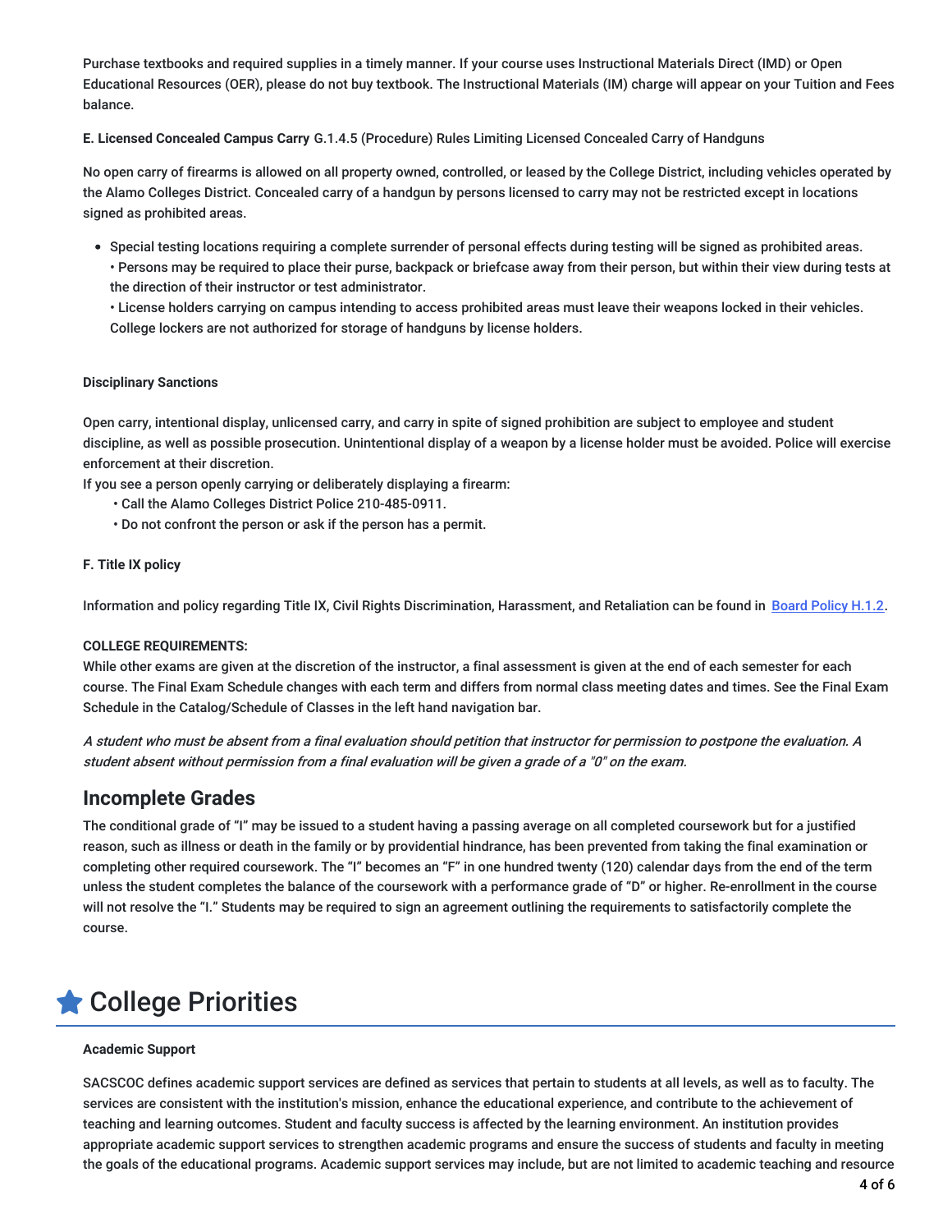Purchase textbooks and required supplies in a timely manner. If your course uses Instructional Materials Direct (IMD) or Open Educational Resources (OER), please do not buy textbook. The Instructional Materials (IM) charge will appear on your Tuition and Fees balance.

**E. Licensed Concealed Campus Carry** G.1.4.5 (Procedure) Rules Limiting Licensed Concealed Carry of Handguns

No open carry of firearms is allowed on all property owned, controlled, or leased by the College District, including vehicles operated by the Alamo Colleges District. Concealed carry of a handgun by persons licensed to carry may not be restricted except in locations signed as prohibited areas.

- Special testing locations requiring a complete surrender of personal effects during testing will be signed as prohibited areas.
  • Persons may be required to place their purse, backpack or briefcase away from their person, but within their view during tests at the direction of their instructor or test administrator.
  • License holders carrying on campus intending to access prohibited areas must leave their weapons locked in their vehicles. College lockers are not authorized for storage of handguns by license holders.

**Disciplinary Sanctions**

Open carry, intentional display, unlicensed carry, and carry in spite of signed prohibition are subject to employee and student discipline, as well as possible prosecution. Unintentional display of a weapon by a license holder must be avoided. Police will exercise enforcement at their discretion.
If you see a person openly carrying or deliberately displaying a firearm:
• Call the Alamo Colleges District Police 210-485-0911.
• Do not confront the person or ask if the person has a permit.

**F. Title IX policy**

Information and policy regarding Title IX, Civil Rights Discrimination, Harassment, and Retaliation can be found in Board Policy H.1.2.

**COLLEGE REQUIREMENTS:**
While other exams are given at the discretion of the instructor, a final assessment is given at the end of each semester for each course. The Final Exam Schedule changes with each term and differs from normal class meeting dates and times. See the Final Exam Schedule in the Catalog/Schedule of Classes in the left hand navigation bar.

*A student who must be absent from a final evaluation should petition that instructor for permission to postpone the evaluation. A student absent without permission from a final evaluation will be given a grade of a "0" on the exam.*

## Incomplete Grades

The conditional grade of "I" may be issued to a student having a passing average on all completed coursework but for a justified reason, such as illness or death in the family or by providential hindrance, has been prevented from taking the final examination or completing other required coursework. The "I" becomes an "F" in one hundred twenty (120) calendar days from the end of the term unless the student completes the balance of the coursework with a performance grade of "D" or higher. Re-enrollment in the course will not resolve the "I." Students may be required to sign an agreement outlining the requirements to satisfactorily complete the course.

# College Priorities

**Academic Support**

SACSCOC defines academic support services are defined as services that pertain to students at all levels, as well as to faculty. The services are consistent with the institution's mission, enhance the educational experience, and contribute to the achievement of teaching and learning outcomes. Student and faculty success is affected by the learning environment. An institution provides appropriate academic support services to strengthen academic programs and ensure the success of students and faculty in meeting the goals of the educational programs. Academic support services may include, but are not limited to academic teaching and resource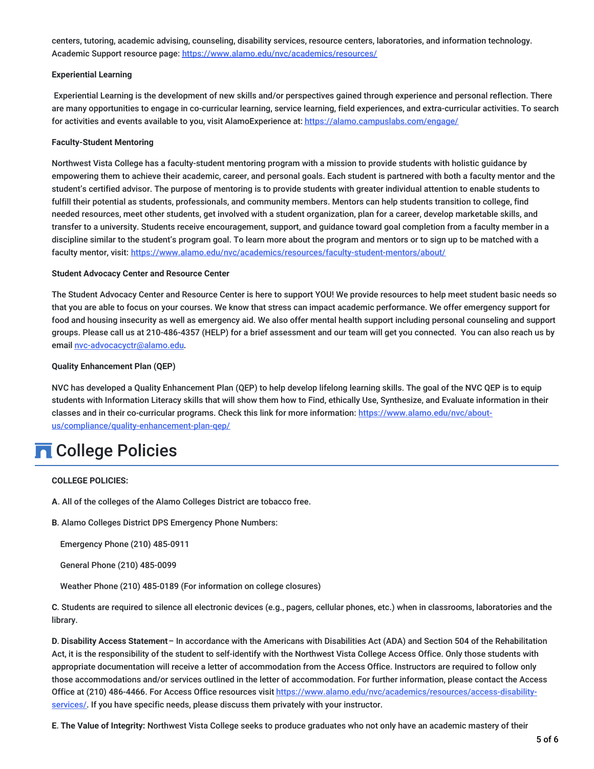centers, tutoring, academic advising, counseling, disability services, resource centers, laboratories, and information technology. Academic Support resource page: https://www.alamo.edu/nvc/academics/resources/

**Experiential Learning**

Experiential Learning is the development of new skills and/or perspectives gained through experience and personal reflection. There are many opportunities to engage in co-curricular learning, service learning, field experiences, and extra-curricular activities. To search for activities and events available to you, visit AlamoExperience at: https://alamo.campuslabs.com/engage/

**Faculty-Student Mentoring**

Northwest Vista College has a faculty-student mentoring program with a mission to provide students with holistic guidance by empowering them to achieve their academic, career, and personal goals. Each student is partnered with both a faculty mentor and the student's certified advisor. The purpose of mentoring is to provide students with greater individual attention to enable students to fulfill their potential as students, professionals, and community members. Mentors can help students transition to college, find needed resources, meet other students, get involved with a student organization, plan for a career, develop marketable skills, and transfer to a university. Students receive encouragement, support, and guidance toward goal completion from a faculty member in a discipline similar to the student's program goal. To learn more about the program and mentors or to sign up to be matched with a faculty mentor, visit: https://www.alamo.edu/nvc/academics/resources/faculty-student-mentors/about/

**Student Advocacy Center and Resource Center**

The Student Advocacy Center and Resource Center is here to support YOU! We provide resources to help meet student basic needs so that you are able to focus on your courses. We know that stress can impact academic performance. We offer emergency support for food and housing insecurity as well as emergency aid. We also offer mental health support including personal counseling and support groups. Please call us at 210-486-4357 (HELP) for a brief assessment and our team will get you connected. You can also reach us by email nvc-advocacyctr@alamo.edu.

**Quality Enhancement Plan (QEP)**

NVC has developed a Quality Enhancement Plan (QEP) to help develop lifelong learning skills. The goal of the NVC QEP is to equip students with Information Literacy skills that will show them how to Find, ethically Use, Synthesize, and Evaluate information in their classes and in their co-curricular programs. Check this link for more information: https://www.alamo.edu/nvc/about-us/compliance/quality-enhancement-plan-qep/

# College Policies

**COLLEGE POLICIES:**

**A**. All of the colleges of the Alamo Colleges District are tobacco free.

**B**. Alamo Colleges District DPS Emergency Phone Numbers:

Emergency Phone (210) 485-0911

General Phone (210) 485-0099

Weather Phone (210) 485-0189 (For information on college closures)

**C**. Students are required to silence all electronic devices (e.g., pagers, cellular phones, etc.) when in classrooms, laboratories and the library.

**D. Disability Access Statement** – In accordance with the Americans with Disabilities Act (ADA) and Section 504 of the Rehabilitation Act, it is the responsibility of the student to self-identify with the Northwest Vista College Access Office. Only those students with appropriate documentation will receive a letter of accommodation from the Access Office. Instructors are required to follow only those accommodations and/or services outlined in the letter of accommodation. For further information, please contact the Access Office at (210) 486-4466. For Access Office resources visit https://www.alamo.edu/nvc/academics/resources/access-disability-services/. If you have specific needs, please discuss them privately with your instructor.

**E. The Value of Integrity:** Northwest Vista College seeks to produce graduates who not only have an academic mastery of their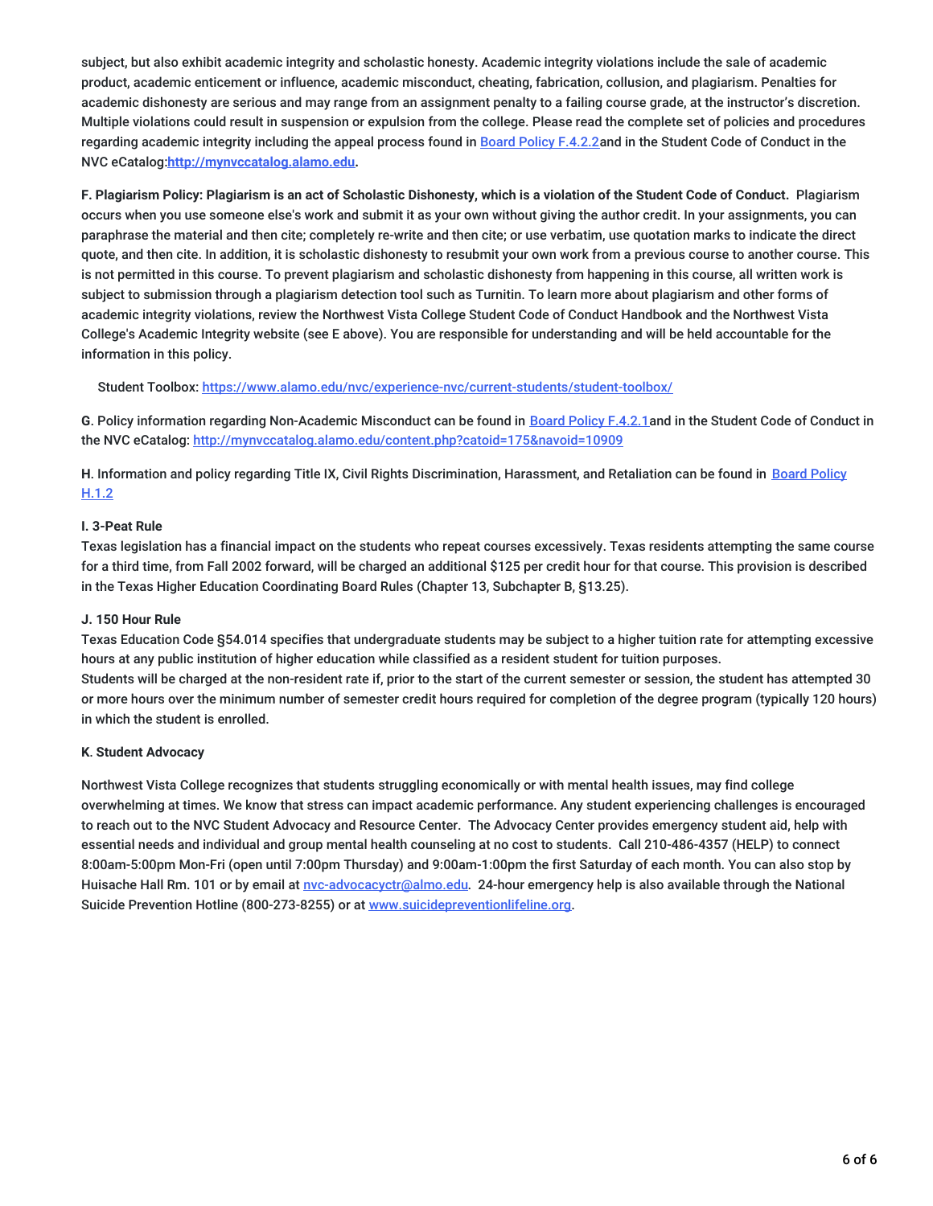subject, but also exhibit academic integrity and scholastic honesty. Academic integrity violations include the sale of academic product, academic enticement or influence, academic misconduct, cheating, fabrication, collusion, and plagiarism. Penalties for academic dishonesty are serious and may range from an assignment penalty to a failing course grade, at the instructor's discretion. Multiple violations could result in suspension or expulsion from the college. Please read the complete set of policies and procedures regarding academic integrity including the appeal process found in [Board Policy F.4.2.2](#)and in the Student Code of Conduct in the NVC eCatalog:**[http://mynvccatalog.alamo.edu](http://mynvccatalog.alamo.edu)**.

**F. Plagiarism Policy: Plagiarism is an act of Scholastic Dishonesty, which is a violation of the Student Code of Conduct.** Plagiarism occurs when you use someone else's work and submit it as your own without giving the author credit. In your assignments, you can paraphrase the material and then cite; completely re-write and then cite; or use verbatim, use quotation marks to indicate the direct quote, and then cite. In addition, it is scholastic dishonesty to resubmit your own work from a previous course to another course. This is not permitted in this course. To prevent plagiarism and scholastic dishonesty from happening in this course, all written work is subject to submission through a plagiarism detection tool such as Turnitin. To learn more about plagiarism and other forms of academic integrity violations, review the Northwest Vista College Student Code of Conduct Handbook and the Northwest Vista College's Academic Integrity website (see E above). You are responsible for understanding and will be held accountable for the information in this policy.

Student Toolbox: [https://www.alamo.edu/nvc/experience-nvc/current-students/student-toolbox/](https://www.alamo.edu/nvc/experience-nvc/current-students/student-toolbox/)

G. Policy information regarding Non-Academic Misconduct can be found in [Board Policy F.4.2.1](#)and in the Student Code of Conduct in the NVC eCatalog: [http://mynvccatalog.alamo.edu/content.php?catoid=175&navoid=10909](http://mynvccatalog.alamo.edu/content.php?catoid=175&navoid=10909)

H. Information and policy regarding Title IX, Civil Rights Discrimination, Harassment, and Retaliation can be found in [Board Policy H.1.2](#)

**I. 3-Peat Rule**

Texas legislation has a financial impact on the students who repeat courses excessively. Texas residents attempting the same course for a third time, from Fall 2002 forward, will be charged an additional $125 per credit hour for that course. This provision is described in the Texas Higher Education Coordinating Board Rules (Chapter 13, Subchapter B, §13.25).

**J. 150 Hour Rule**

Texas Education Code §54.014 specifies that undergraduate students may be subject to a higher tuition rate for attempting excessive hours at any public institution of higher education while classified as a resident student for tuition purposes.
Students will be charged at the non-resident rate if, prior to the start of the current semester or session, the student has attempted 30 or more hours over the minimum number of semester credit hours required for completion of the degree program (typically 120 hours) in which the student is enrolled.

**K. Student Advocacy**

Northwest Vista College recognizes that students struggling economically or with mental health issues, may find college overwhelming at times. We know that stress can impact academic performance. Any student experiencing challenges is encouraged to reach out to the NVC Student Advocacy and Resource Center. The Advocacy Center provides emergency student aid, help with essential needs and individual and group mental health counseling at no cost to students. Call 210-486-4357 (HELP) to connect 8:00am-5:00pm Mon-Fri (open until 7:00pm Thursday) and 9:00am-1:00pm the first Saturday of each month. You can also stop by Huisache Hall Rm. 101 or by email at [nvc-advocacyctr@almo.edu](mailto:nvc-advocacyctr@almo.edu). 24-hour emergency help is also available through the National Suicide Prevention Hotline (800-273-8255) or at [www.suicidepreventionlifeline.org](http://www.suicidepreventionlifeline.org).